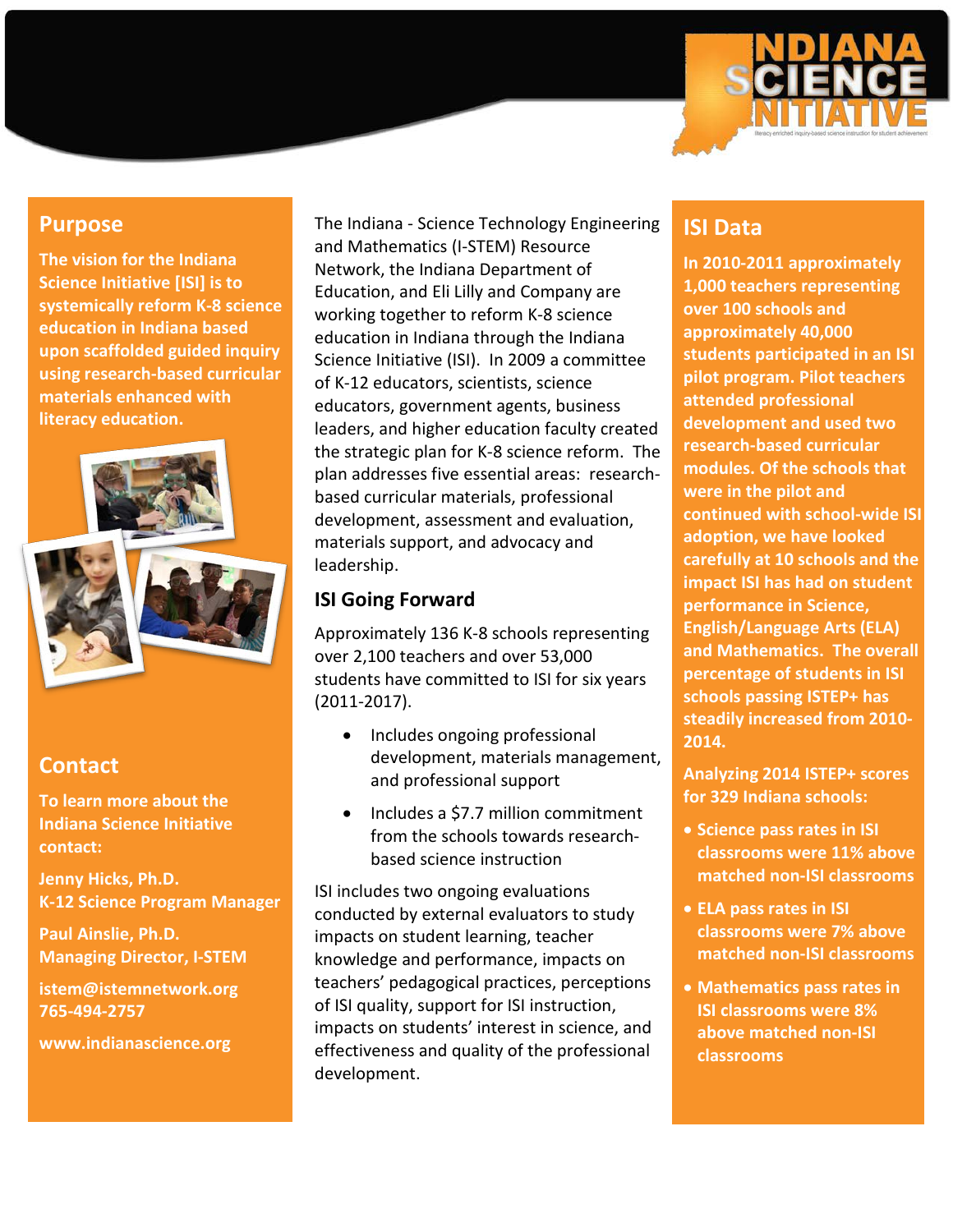# Indiana Science Initiative

## Purpose

**The vision for the Indiana Science Initiative [ISI] is to systemically reform K-8 science education in Indiana based upon scaffolded guided inquiry using research-based curricular materials enhanced with literacy education.**

## Contact

**To learn more about the Indiana Science Initiative contact:**

**Jenny Hicks, Ph.D.**
**K-12 Science Program Manager**

**Paul Ainslie, Ph.D.**
**Managing Director, I-STEM**

**istem@istemnetwork.org**
**765-494-2757**

**www.indianascience.org**

The Indiana - Science Technology Engineering and Mathematics (I-STEM) Resource Network, the Indiana Department of Education, and Eli Lilly and Company are working together to reform K-8 science education in Indiana through the Indiana Science Initiative (ISI). In 2009 a committee of K-12 educators, scientists, science educators, government agents, business leaders, and higher education faculty created the strategic plan for K-8 science reform. The plan addresses five essential areas: research-based curricular materials, professional development, assessment and evaluation, materials support, and advocacy and leadership.

## ISI Going Forward

Approximately 136 K-8 schools representing over 2,100 teachers and over 53,000 students have committed to ISI for six years (2011-2017).

- Includes ongoing professional development, materials management, and professional support
- Includes a $7.7 million commitment from the schools towards research-based science instruction

ISI includes two ongoing evaluations conducted by external evaluators to study impacts on student learning, teacher knowledge and performance, impacts on teachers' pedagogical practices, perceptions of ISI quality, support for ISI instruction, impacts on students' interest in science, and effectiveness and quality of the professional development.

## ISI Data

**In 2010-2011 approximately 1,000 teachers representing over 100 schools and approximately 40,000 students participated in an ISI pilot program. Pilot teachers attended professional development and used two research-based curricular modules. Of the schools that were in the pilot and continued with school-wide ISI adoption, we have looked carefully at 10 schools and the impact ISI has had on student performance in Science, English/Language Arts (ELA) and Mathematics. The overall percentage of students in ISI schools passing ISTEP+ has steadily increased from 2010-2014.**

**Analyzing 2014 ISTEP+ scores for 329 Indiana schools:**

- **Science pass rates in ISI classrooms were 11% above matched non-ISI classrooms**
- **ELA pass rates in ISI classrooms were 7% above matched non-ISI classrooms**
- **Mathematics pass rates in ISI classrooms were 8% above matched non-ISI classrooms**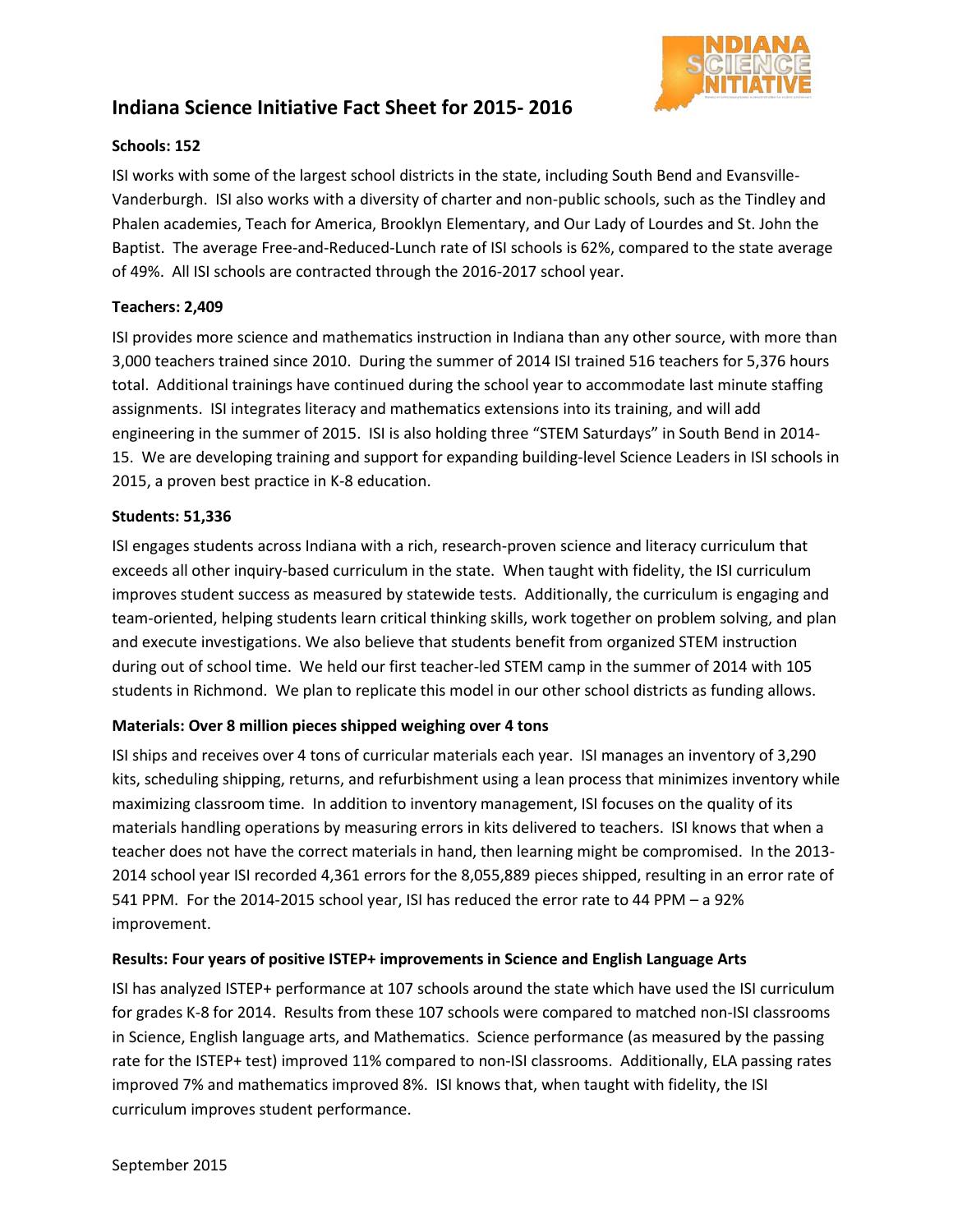# Indiana Science Initiative Fact Sheet for 2015- 2016

**Schools: 152**

ISI works with some of the largest school districts in the state, including South Bend and Evansville-Vanderburgh. ISI also works with a diversity of charter and non-public schools, such as the Tindley and Phalen academies, Teach for America, Brooklyn Elementary, and Our Lady of Lourdes and St. John the Baptist. The average Free-and-Reduced-Lunch rate of ISI schools is 62%, compared to the state average of 49%. All ISI schools are contracted through the 2016-2017 school year.

**Teachers: 2,409**

ISI provides more science and mathematics instruction in Indiana than any other source, with more than 3,000 teachers trained since 2010. During the summer of 2014 ISI trained 516 teachers for 5,376 hours total. Additional trainings have continued during the school year to accommodate last minute staffing assignments. ISI integrates literacy and mathematics extensions into its training, and will add engineering in the summer of 2015. ISI is also holding three "STEM Saturdays" in South Bend in 2014-15. We are developing training and support for expanding building-level Science Leaders in ISI schools in 2015, a proven best practice in K-8 education.

**Students: 51,336**

ISI engages students across Indiana with a rich, research-proven science and literacy curriculum that exceeds all other inquiry-based curriculum in the state. When taught with fidelity, the ISI curriculum improves student success as measured by statewide tests. Additionally, the curriculum is engaging and team-oriented, helping students learn critical thinking skills, work together on problem solving, and plan and execute investigations. We also believe that students benefit from organized STEM instruction during out of school time. We held our first teacher-led STEM camp in the summer of 2014 with 105 students in Richmond. We plan to replicate this model in our other school districts as funding allows.

**Materials: Over 8 million pieces shipped weighing over 4 tons**

ISI ships and receives over 4 tons of curricular materials each year. ISI manages an inventory of 3,290 kits, scheduling shipping, returns, and refurbishment using a lean process that minimizes inventory while maximizing classroom time. In addition to inventory management, ISI focuses on the quality of its materials handling operations by measuring errors in kits delivered to teachers. ISI knows that when a teacher does not have the correct materials in hand, then learning might be compromised. In the 2013-2014 school year ISI recorded 4,361 errors for the 8,055,889 pieces shipped, resulting in an error rate of 541 PPM. For the 2014-2015 school year, ISI has reduced the error rate to 44 PPM – a 92% improvement.

**Results: Four years of positive ISTEP+ improvements in Science and English Language Arts**

ISI has analyzed ISTEP+ performance at 107 schools around the state which have used the ISI curriculum for grades K-8 for 2014. Results from these 107 schools were compared to matched non-ISI classrooms in Science, English language arts, and Mathematics. Science performance (as measured by the passing rate for the ISTEP+ test) improved 11% compared to non-ISI classrooms. Additionally, ELA passing rates improved 7% and mathematics improved 8%. ISI knows that, when taught with fidelity, the ISI curriculum improves student performance.

September 2015